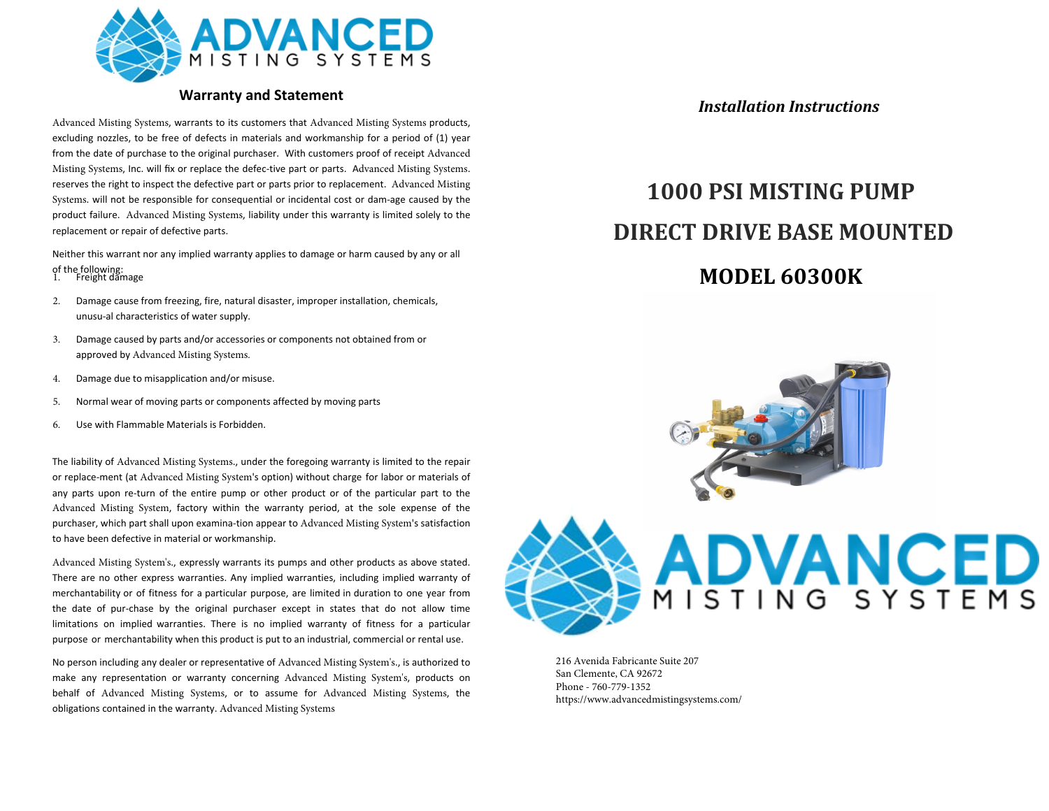# ADVANCED MISTING SYSTEMS

## Warranty and Statement

Advanced Misting Systems, warrants to its customers that Advanced Misting Systems products, excluding nozzles, to be free of defects in materials and workmanship for a period of (1) year from the date of purchase to the original purchaser. With customers proof of receipt Advanced Misting Systems, Inc. will fix or replace the defec-tive part or parts. Advanced Misting Systems. reserves the right to inspect the defective part or parts prior to replacement. Advanced Misting Systems. will not be responsible for consequential or incidental cost or dam-age caused by the product failure. Advanced Misting Systems, liability under this warranty is limited solely to the replacement or repair of defective parts.

Neither this warrant nor any implied warranty applies to damage or harm caused by any or all of the following:

1. Freight damage
2. Damage cause from freezing, fire, natural disaster, improper installation, chemicals, unusu-al characteristics of water supply.
3. Damage caused by parts and/or accessories or components not obtained from or approved by Advanced Misting Systems.
4. Damage due to misapplication and/or misuse.
5. Normal wear of moving parts or components affected by moving parts
6. Use with Flammable Materials is Forbidden.

The liability of Advanced Misting Systems., under the foregoing warranty is limited to the repair or replace-ment (at Advanced Misting System's option) without charge for labor or materials of any parts upon re-turn of the entire pump or other product or of the particular part to the Advanced Misting System, factory within the warranty period, at the sole expense of the purchaser, which part shall upon examina-tion appear to Advanced Misting System's satisfaction to have been defective in material or workmanship.

Advanced Misting System's., expressly warrants its pumps and other products as above stated. There are no other express warranties. Any implied warranties, including implied warranty of merchantability or of fitness for a particular purpose, are limited in duration to one year from the date of pur-chase by the original purchaser except in states that do not allow time limitations on implied warranties. There is no implied warranty of fitness for a particular purpose or merchantability when this product is put to an industrial, commercial or rental use.

No person including any dealer or representative of Advanced Misting System's., is authorized to make any representation or warranty concerning Advanced Misting System's, products on behalf of Advanced Misting Systems, or to assume for Advanced Misting Systems, the obligations contained in the warranty. Advanced Misting Systems

*Installation Instructions*

# 1000 PSI MISTING PUMP

# DIRECT DRIVE BASE MOUNTED

# MODEL 60300K

ADVANCED MISTING SYSTEMS

216 Avenida Fabricante Suite 207
San Clemente, CA 92672
Phone - 760-779-1352
https://www.advancedmistingsystems.com/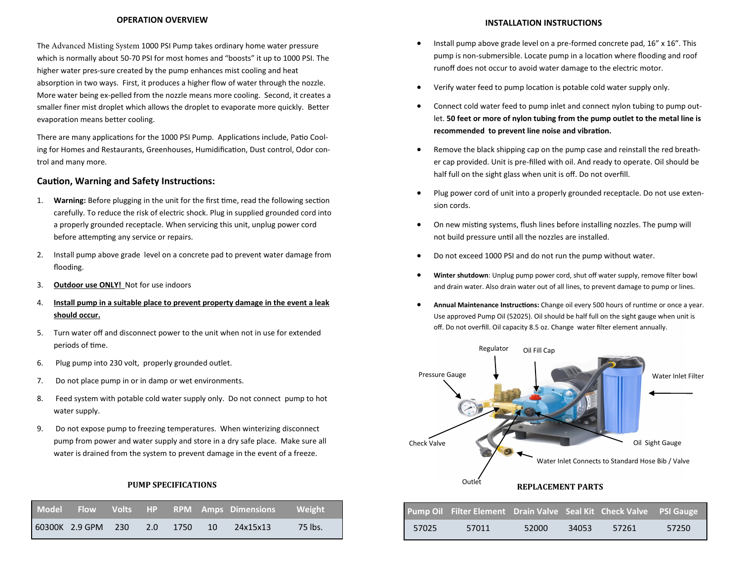## OPERATION OVERVIEW

The Advanced Misting System 1000 PSI Pump takes ordinary home water pressure which is normally about 50-70 PSI for most homes and "boosts" it up to 1000 PSI. The higher water pres-sure created by the pump enhances mist cooling and heat absorption in two ways. First, it produces a higher flow of water through the nozzle. More water being ex-pelled from the nozzle means more cooling. Second, it creates a smaller finer mist droplet which allows the droplet to evaporate more quickly. Better evaporation means better cooling.

There are many applications for the 1000 PSI Pump. Applications include, Patio Cool-ing for Homes and Restaurants, Greenhouses, Humidification, Dust control, Odor con-trol and many more.

### Caution, Warning and Safety Instructions:

1. **Warning:** Before plugging in the unit for the first time, read the following section carefully. To reduce the risk of electric shock. Plug in supplied grounded cord into a properly grounded receptacle. When servicing this unit, unplug power cord before attempting any service or repairs.
2. Install pump above grade level on a concrete pad to prevent water damage from flooding.
3. **Outdoor use ONLY!** Not for use indoors
4. **Install pump in a suitable place to prevent property damage in the event a leak should occur.**
5. Turn water off and disconnect power to the unit when not in use for extended periods of time.
6. Plug pump into 230 volt, properly grounded outlet.
7. Do not place pump in or in damp or wet environments.
8. Feed system with potable cold water supply only. Do not connect pump to hot water supply.
9. Do not expose pump to freezing temperatures. When winterizing disconnect pump from power and water supply and store in a dry safe place. Make sure all water is drained from the system to prevent damage in the event of a freeze.

### PUMP SPECIFICATIONS

| Model | Flow | Volts | HP | RPM | Amps | Dimensions | Weight |
|---|---|---|---|---|---|---|---|
| 60300K | 2.9 GPM | 230 | 2.0 | 1750 | 10 | 24x15x13 | 75 lbs. |

## INSTALLATION INSTRUCTIONS

- Install pump above grade level on a pre-formed concrete pad, 16" x 16". This pump is non-submersible. Locate pump in a location where flooding and roof runoff does not occur to avoid water damage to the electric motor.
- Verify water feed to pump location is potable cold water supply only.
- Connect cold water feed to pump inlet and connect nylon tubing to pump out-let. **50 feet or more of nylon tubing from the pump outlet to the metal line is recommended to prevent line noise and vibration.**
- Remove the black shipping cap on the pump case and reinstall the red breath-er cap provided. Unit is pre-filled with oil. And ready to operate. Oil should be half full on the sight glass when unit is off. Do not overfill.
- Plug power cord of unit into a properly grounded receptacle. Do not use exten-sion cords.
- On new misting systems, flush lines before installing nozzles. The pump will not build pressure until all the nozzles are installed.
- Do not exceed 1000 PSI and do not run the pump without water.
- **Winter shutdown**: Unplug pump power cord, shut off water supply, remove filter bowl and drain water. Also drain water out of all lines, to prevent damage to pump or lines.
- **Annual Maintenance Instructions:** Change oil every 500 hours of runtime or once a year. Use approved Pump Oil (52025). Oil should be half full on the sight gauge when unit is off. Do not overfill. Oil capacity 8.5 oz. Change water filter element annually.

Regulator
Oil Fill Cap
Pressure Gauge
Water Inlet Filter
Check Valve
Oil Sight Gauge
Water Inlet Connects to Standard Hose Bib / Valve
Outlet

### REPLACEMENT PARTS

| Pump Oil | Filter Element | Drain Valve | Seal Kit | Check Valve | PSI Gauge |
|---|---|---|---|---|---|
| 57025 | 57011 | 52000 | 34053 | 57261 | 57250 |